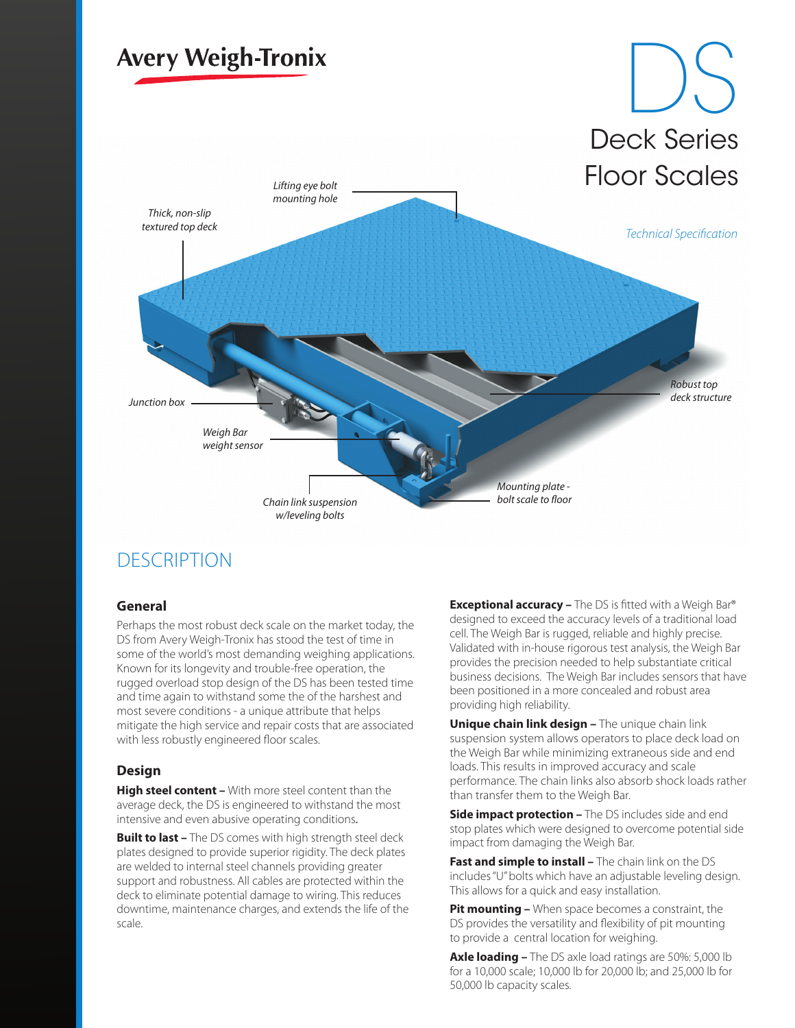Avery Weigh-Tronix

# DS

## Deck Series Floor Scales

*Technical Specification*

*Lifting eye bolt mounting hole*

*Thick, non-slip textured top deck*

*Robust top deck structure*

*Junction box*

*Weigh Bar weight sensor*

*Chain link suspension w/leveling bolts*

*Mounting plate - bolt scale to floor*

## DESCRIPTION

### General

Perhaps the most robust deck scale on the market today, the DS from Avery Weigh-Tronix has stood the test of time in some of the world's most demanding weighing applications. Known for its longevity and trouble-free operation, the rugged overload stop design of the DS has been tested time and time again to withstand some the of the harshest and most severe conditions - a unique attribute that helps mitigate the high service and repair costs that are associated with less robustly engineered floor scales.

### Design

**High steel content –** With more steel content than the average deck, the DS is engineered to withstand the most intensive and even abusive operating conditions.

**Built to last –** The DS comes with high strength steel deck plates designed to provide superior rigidity. The deck plates are welded to internal steel channels providing greater support and robustness. All cables are protected within the deck to eliminate potential damage to wiring. This reduces downtime, maintenance charges, and extends the life of the scale.

**Exceptional accuracy –** The DS is fitted with a Weigh Bar® designed to exceed the accuracy levels of a traditional load cell. The Weigh Bar is rugged, reliable and highly precise. Validated with in-house rigorous test analysis, the Weigh Bar provides the precision needed to help substantiate critical business decisions. The Weigh Bar includes sensors that have been positioned in a more concealed and robust area providing high reliability.

**Unique chain link design –** The unique chain link suspension system allows operators to place deck load on the Weigh Bar while minimizing extraneous side and end loads. This results in improved accuracy and scale performance. The chain links also absorb shock loads rather than transfer them to the Weigh Bar.

**Side impact protection –** The DS includes side and end stop plates which were designed to overcome potential side impact from damaging the Weigh Bar.

**Fast and simple to install –** The chain link on the DS includes "U" bolts which have an adjustable leveling design. This allows for a quick and easy installation.

**Pit mounting –** When space becomes a constraint, the DS provides the versatility and flexibility of pit mounting to provide a central location for weighing.

**Axle loading –** The DS axle load ratings are 50%: 5,000 lb for a 10,000 scale; 10,000 lb for 20,000 lb; and 25,000 lb for 50,000 lb capacity scales.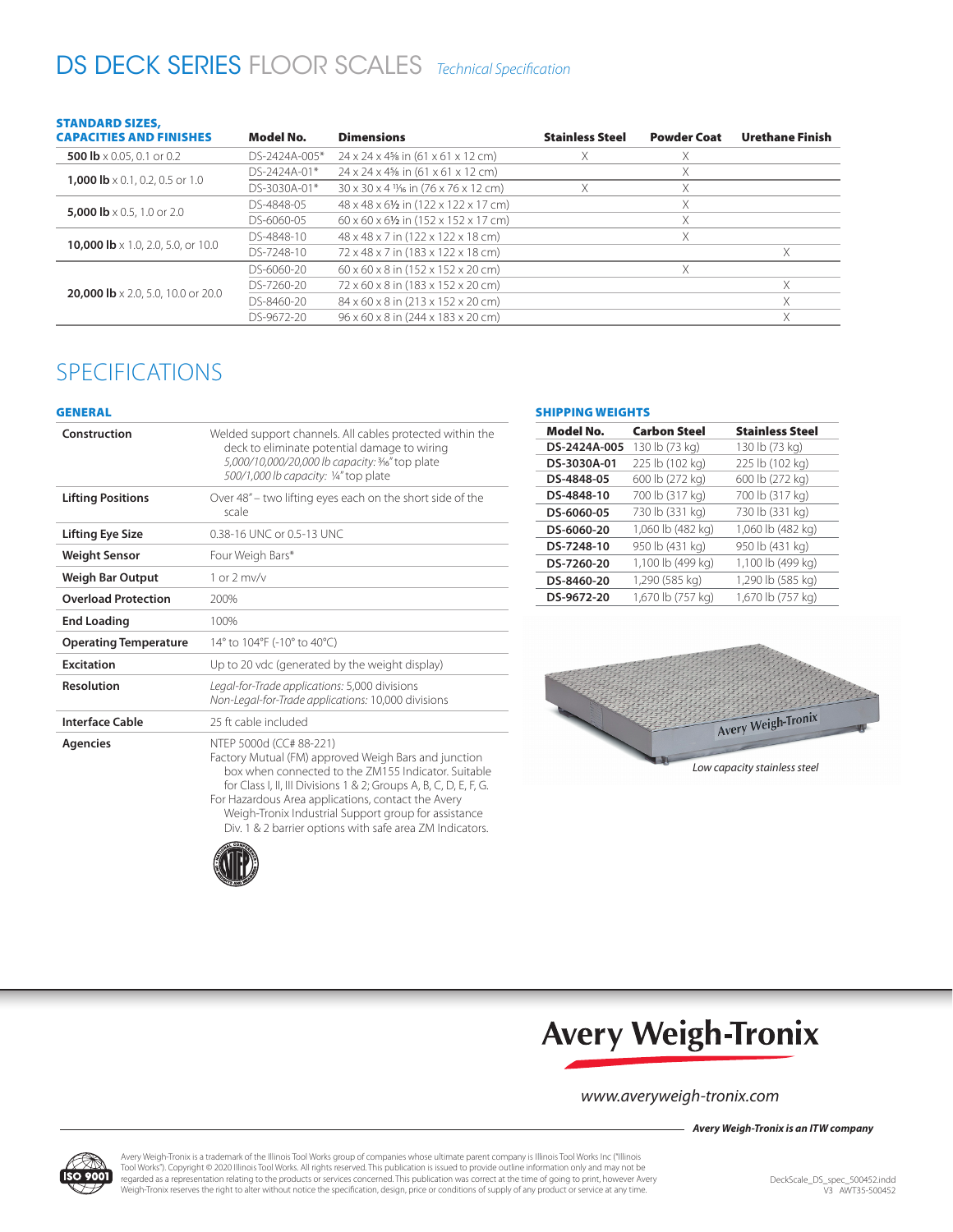# DS DECK SERIES FLOOR SCALES *Technical Specification*

| STANDARD SIZES, CAPACITIES AND FINISHES | Model No. | Dimensions | Stainless Steel | Powder Coat | Urethane Finish |
|---|---|---|---|---|---|
| **500 lb** x 0.05, 0.1 or 0.2 | DS-2424A-005* | 24 x 24 x 4⅝ in (61 x 61 x 12 cm) | X | X | |
| **1,000 lb** x 0.1, 0.2, 0.5 or 1.0 | DS-2424A-01* | 24 x 24 x 4⅝ in (61 x 61 x 12 cm) | | X | |
| | DS-3030A-01* | 30 x 30 x 4 ¹¹⁄₁₆ in (76 x 76 x 12 cm) | X | X | |
| **5,000 lb** x 0.5, 1.0 or 2.0 | DS-4848-05 | 48 x 48 x 6½ in (122 x 122 x 17 cm) | | X | |
| | DS-6060-05 | 60 x 60 x 6½ in (152 x 152 x 17 cm) | | X | |
| **10,000 lb** x 1.0, 2.0, 5.0, or 10.0 | DS-4848-10 | 48 x 48 x 7 in (122 x 122 x 18 cm) | | X | |
| | DS-7248-10 | 72 x 48 x 7 in (183 x 122 x 18 cm) | | | X |
| **20,000 lb** x 2.0, 5.0, 10.0 or 20.0 | DS-6060-20 | 60 x 60 x 8 in (152 x 152 x 20 cm) | | X | |
| | DS-7260-20 | 72 x 60 x 8 in (183 x 152 x 20 cm) | | | X |
| | DS-8460-20 | 84 x 60 x 8 in (213 x 152 x 20 cm) | | | X |
| | DS-9672-20 | 96 x 60 x 8 in (244 x 183 x 20 cm) | | | X |

## SPECIFICATIONS

### GENERAL

| | |
|---|---|
| **Construction** | Welded support channels. All cables protected within the deck to eliminate potential damage to wiring<br>*5,000/10,000/20,000 lb capacity:* ³⁄₁₆" top plate<br>*500/1,000 lb capacity:* ¼" top plate |
| **Lifting Positions** | Over 48" – two lifting eyes each on the short side of the scale |
| **Lifting Eye Size** | 0.38-16 UNC or 0.5-13 UNC |
| **Weight Sensor** | Four Weigh Bars* |
| **Weigh Bar Output** | 1 or 2 mv/v |
| **Overload Protection** | 200% |
| **End Loading** | 100% |
| **Operating Temperature** | 14° to 104°F (-10° to 40°C) |
| **Excitation** | Up to 20 vdc (generated by the weight display) |
| **Resolution** | *Legal-for-Trade applications:* 5,000 divisions<br>*Non-Legal-for-Trade applications:* 10,000 divisions |
| **Interface Cable** | 25 ft cable included |
| **Agencies** | NTEP 5000d (CC# 88-221)<br>Factory Mutual (FM) approved Weigh Bars and junction box when connected to the ZM155 Indicator. Suitable for Class I, II, III Divisions 1 & 2; Groups A, B, C, D, E, F, G.<br>For Hazardous Area applications, contact the Avery Weigh-Tronix Industrial Support group for assistance Div. 1 & 2 barrier options with safe area ZM Indicators. |

### SHIPPING WEIGHTS

| Model No. | Carbon Steel | Stainless Steel |
|---|---|---|
| **DS-2424A-005** | 130 lb (73 kg) | 130 lb (73 kg) |
| **DS-3030A-01** | 225 lb (102 kg) | 225 lb (102 kg) |
| **DS-4848-05** | 600 lb (272 kg) | 600 lb (272 kg) |
| **DS-4848-10** | 700 lb (317 kg) | 700 lb (317 kg) |
| **DS-6060-05** | 730 lb (331 kg) | 730 lb (331 kg) |
| **DS-6060-20** | 1,060 lb (482 kg) | 1,060 lb (482 kg) |
| **DS-7248-10** | 950 lb (431 kg) | 950 lb (431 kg) |
| **DS-7260-20** | 1,100 lb (499 kg) | 1,100 lb (499 kg) |
| **DS-8460-20** | 1,290 (585 kg) | 1,290 lb (585 kg) |
| **DS-9672-20** | 1,670 lb (757 kg) | 1,670 lb (757 kg) |

*Low capacity stainless steel*

Avery Weigh-Tronix

www.averyweigh-tronix.com

***Avery Weigh-Tronix is an ITW company***

Avery Weigh-Tronix is a trademark of the Illinois Tool Works group of companies whose ultimate parent company is Illinois Tool Works Inc ("Illinois Tool Works"). Copyright © 2020 Illinois Tool Works. All rights reserved. This publication is issued to provide outline information only and may not be regarded as a representation relating to the products or services concerned. This publication was correct at the time of going to print, however Avery Weigh-Tronix reserves the right to alter without notice the specification, design, price or conditions of supply of any product or service at any time.

DeckScale_DS_spec_500452.indd
V3 AWT35-500452